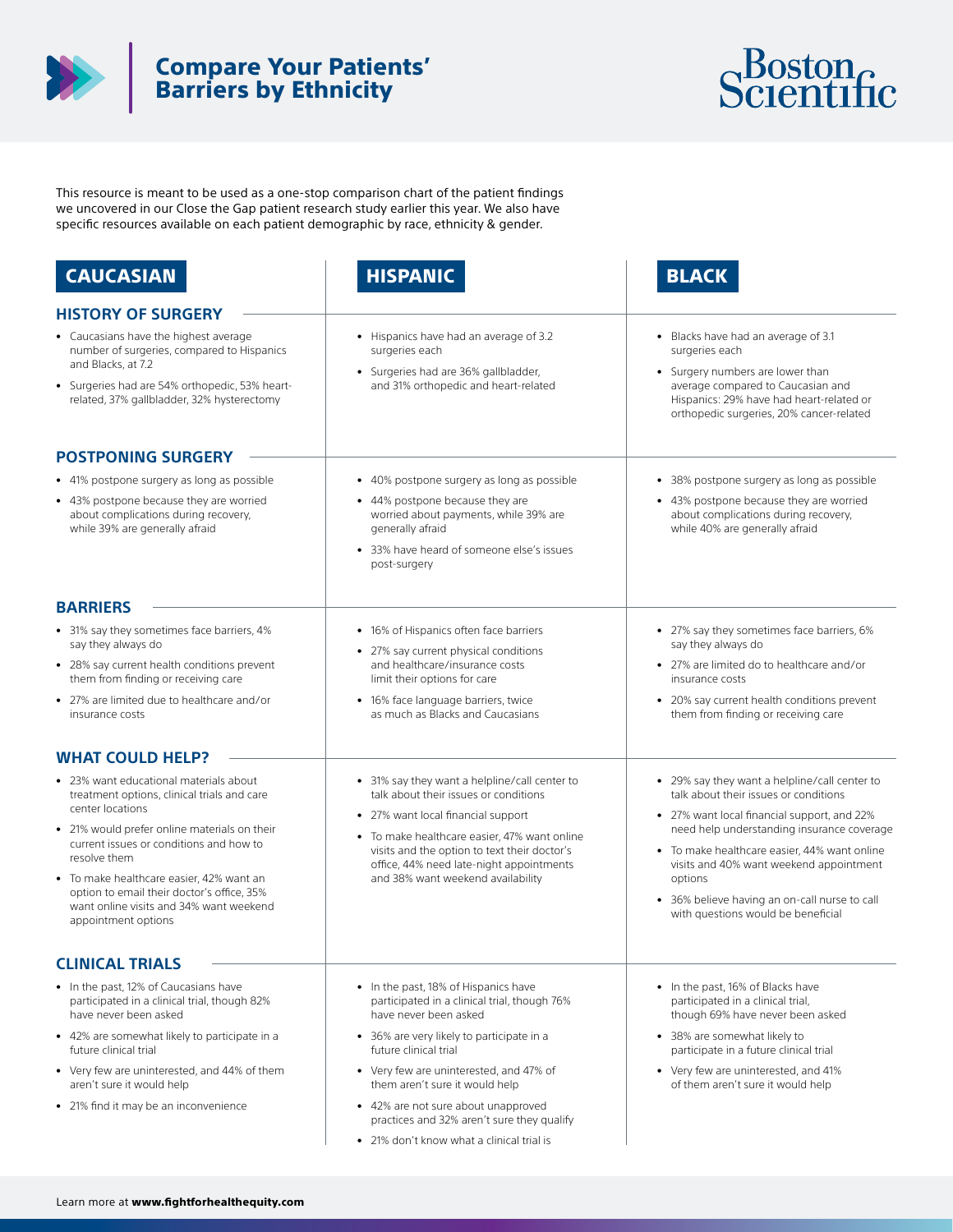# Compare Your Patients' Barriers by Ethnicity

Boston Scientific

This resource is meant to be used as a one-stop comparison chart of the patient findings we uncovered in our Close the Gap patient research study earlier this year. We also have specific resources available on each patient demographic by race, ethnicity & gender.

| | CAUCASIAN | HISPANIC | BLACK |
|---|---|---|---|
| **HISTORY OF SURGERY** | • Caucasians have the highest average number of surgeries, compared to Hispanics and Blacks, at 7.2<br>• Surgeries had are 54% orthopedic, 53% heart-related, 37% gallbladder, 32% hysterectomy | • Hispanics have had an average of 3.2 surgeries each<br>• Surgeries had are 36% gallbladder, and 31% orthopedic and heart-related | • Blacks have had an average of 3.1 surgeries each<br>• Surgery numbers are lower than average compared to Caucasian and Hispanics: 29% have had heart-related or orthopedic surgeries, 20% cancer-related |
| **POSTPONING SURGERY** | • 41% postpone surgery as long as possible<br>• 43% postpone because they are worried about complications during recovery, while 39% are generally afraid | • 40% postpone surgery as long as possible<br>• 44% postpone because they are worried about payments, while 39% are generally afraid<br>• 33% have heard of someone else's issues post-surgery | • 38% postpone surgery as long as possible<br>• 43% postpone because they are worried about complications during recovery, while 40% are generally afraid |
| **BARRIERS** | • 31% say they sometimes face barriers, 4% say they always do<br>• 28% say current health conditions prevent them from finding or receiving care<br>• 27% are limited due to healthcare and/or insurance costs | • 16% of Hispanics often face barriers<br>• 27% say current physical conditions and healthcare/insurance costs limit their options for care<br>• 16% face language barriers, twice as much as Blacks and Caucasians | • 27% say they sometimes face barriers, 6% say they always do<br>• 27% are limited do to healthcare and/or insurance costs<br>• 20% say current health conditions prevent them from finding or receiving care |
| **WHAT COULD HELP?** | • 23% want educational materials about treatment options, clinical trials and care center locations<br>• 21% would prefer online materials on their current issues or conditions and how to resolve them<br>• To make healthcare easier, 42% want an option to email their doctor's office, 35% want online visits and 34% want weekend appointment options | • 31% say they want a helpline/call center to talk about their issues or conditions<br>• 27% want local financial support<br>• To make healthcare easier, 47% want online visits and the option to text their doctor's office, 44% need late-night appointments and 38% want weekend availability | • 29% say they want a helpline/call center to talk about their issues or conditions<br>• 27% want local financial support, and 22% need help understanding insurance coverage<br>• To make healthcare easier, 44% want online visits and 40% want weekend appointment options<br>• 36% believe having an on-call nurse to call with questions would be beneficial |
| **CLINICAL TRIALS** | • In the past, 12% of Caucasians have participated in a clinical trial, though 82% have never been asked<br>• 42% are somewhat likely to participate in a future clinical trial<br>• Very few are uninterested, and 44% of them aren't sure it would help<br>• 21% find it may be an inconvenience | • In the past, 18% of Hispanics have participated in a clinical trial, though 76% have never been asked<br>• 36% are very likely to participate in a future clinical trial<br>• Very few are uninterested, and 47% of them aren't sure it would help<br>• 42% are not sure about unapproved practices and 32% aren't sure they qualify<br>• 21% don't know what a clinical trial is | • In the past, 16% of Blacks have participated in a clinical trial, though 69% have never been asked<br>• 38% are somewhat likely to participate in a future clinical trial<br>• Very few are uninterested, and 41% of them aren't sure it would help |

Learn more at **www.fightforhealthequity.com**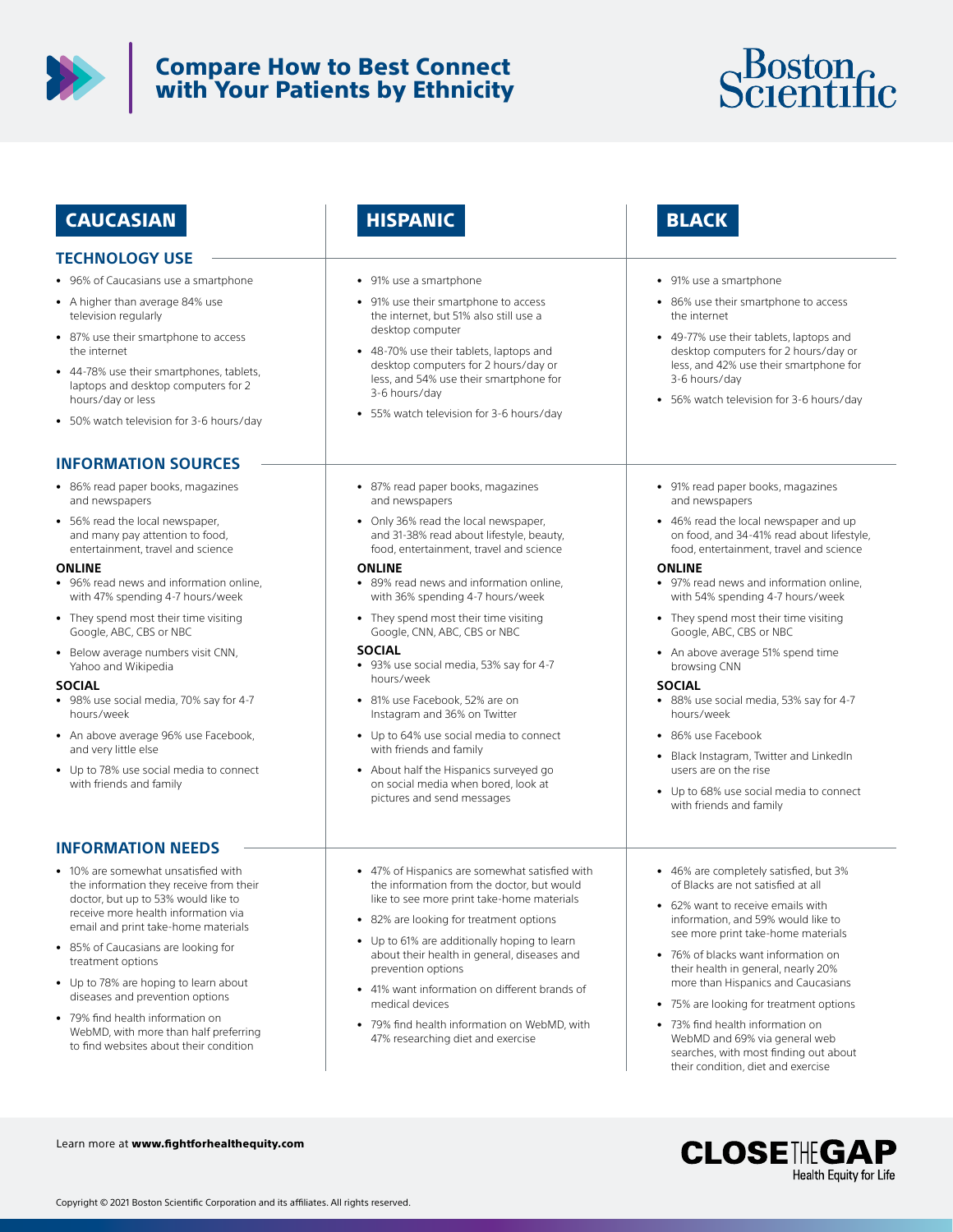# Compare How to Best Connect with Your Patients by Ethnicity

Boston Scientific

## CAUCASIAN

### TECHNOLOGY USE

- 96% of Caucasians use a smartphone
- A higher than average 84% use television regularly
- 87% use their smartphone to access the internet
- 44-78% use their smartphones, tablets, laptops and desktop computers for 2 hours/day or less
- 50% watch television for 3-6 hours/day

### INFORMATION SOURCES

- 86% read paper books, magazines and newspapers
- 56% read the local newspaper, and many pay attention to food, entertainment, travel and science

**ONLINE**

- 96% read news and information online, with 47% spending 4-7 hours/week
- They spend most their time visiting Google, ABC, CBS or NBC
- Below average numbers visit CNN, Yahoo and Wikipedia

**SOCIAL**

- 98% use social media, 70% say for 4-7 hours/week
- An above average 96% use Facebook, and very little else
- Up to 78% use social media to connect with friends and family

### INFORMATION NEEDS

- 10% are somewhat unsatisfied with the information they receive from their doctor, but up to 53% would like to receive more health information via email and print take-home materials
- 85% of Caucasians are looking for treatment options
- Up to 78% are hoping to learn about diseases and prevention options
- 79% find health information on WebMD, with more than half preferring to find websites about their condition

## HISPANIC

### TECHNOLOGY USE

- 91% use a smartphone
- 91% use their smartphone to access the internet, but 51% also still use a desktop computer
- 48-70% use their tablets, laptops and desktop computers for 2 hours/day or less, and 54% use their smartphone for 3-6 hours/day
- 55% watch television for 3-6 hours/day

### INFORMATION SOURCES

- 87% read paper books, magazines and newspapers
- Only 36% read the local newspaper, and 31-38% read about lifestyle, beauty, food, entertainment, travel and science

**ONLINE**

- 89% read news and information online, with 36% spending 4-7 hours/week
- They spend most their time visiting Google, CNN, ABC, CBS or NBC

**SOCIAL**

- 93% use social media, 53% say for 4-7 hours/week
- 81% use Facebook, 52% are on Instagram and 36% on Twitter
- Up to 64% use social media to connect with friends and family
- About half the Hispanics surveyed go on social media when bored, look at pictures and send messages

### INFORMATION NEEDS

- 47% of Hispanics are somewhat satisfied with the information from the doctor, but would like to see more print take-home materials
- 82% are looking for treatment options
- Up to 61% are additionally hoping to learn about their health in general, diseases and prevention options
- 41% want information on different brands of medical devices
- 79% find health information on WebMD, with 47% researching diet and exercise

## BLACK

### TECHNOLOGY USE

- 91% use a smartphone
- 86% use their smartphone to access the internet
- 49-77% use their tablets, laptops and desktop computers for 2 hours/day or less, and 42% use their smartphone for 3-6 hours/day
- 56% watch television for 3-6 hours/day

### INFORMATION SOURCES

- 91% read paper books, magazines and newspapers
- 46% read the local newspaper and up on food, and 34-41% read about lifestyle, food, entertainment, travel and science

**ONLINE**

- 97% read news and information online, with 54% spending 4-7 hours/week
- They spend most their time visiting Google, ABC, CBS or NBC
- An above average 51% spend time browsing CNN

**SOCIAL**

- 88% use social media, 53% say for 4-7 hours/week
- 86% use Facebook
- Black Instagram, Twitter and LinkedIn users are on the rise
- Up to 68% use social media to connect with friends and family

### INFORMATION NEEDS

- 46% are completely satisfied, but 3% of Blacks are not satisfied at all
- 62% want to receive emails with information, and 59% would like to see more print take-home materials
- 76% of blacks want information on their health in general, nearly 20% more than Hispanics and Caucasians
- 75% are looking for treatment options
- 73% find health information on WebMD and 69% via general web searches, with most finding out about their condition, diet and exercise

Learn more at **www.fightforhealthequity.com**

CLOSE THE GAP
Health Equity for Life

Copyright © 2021 Boston Scientific Corporation and its affiliates. All rights reserved.